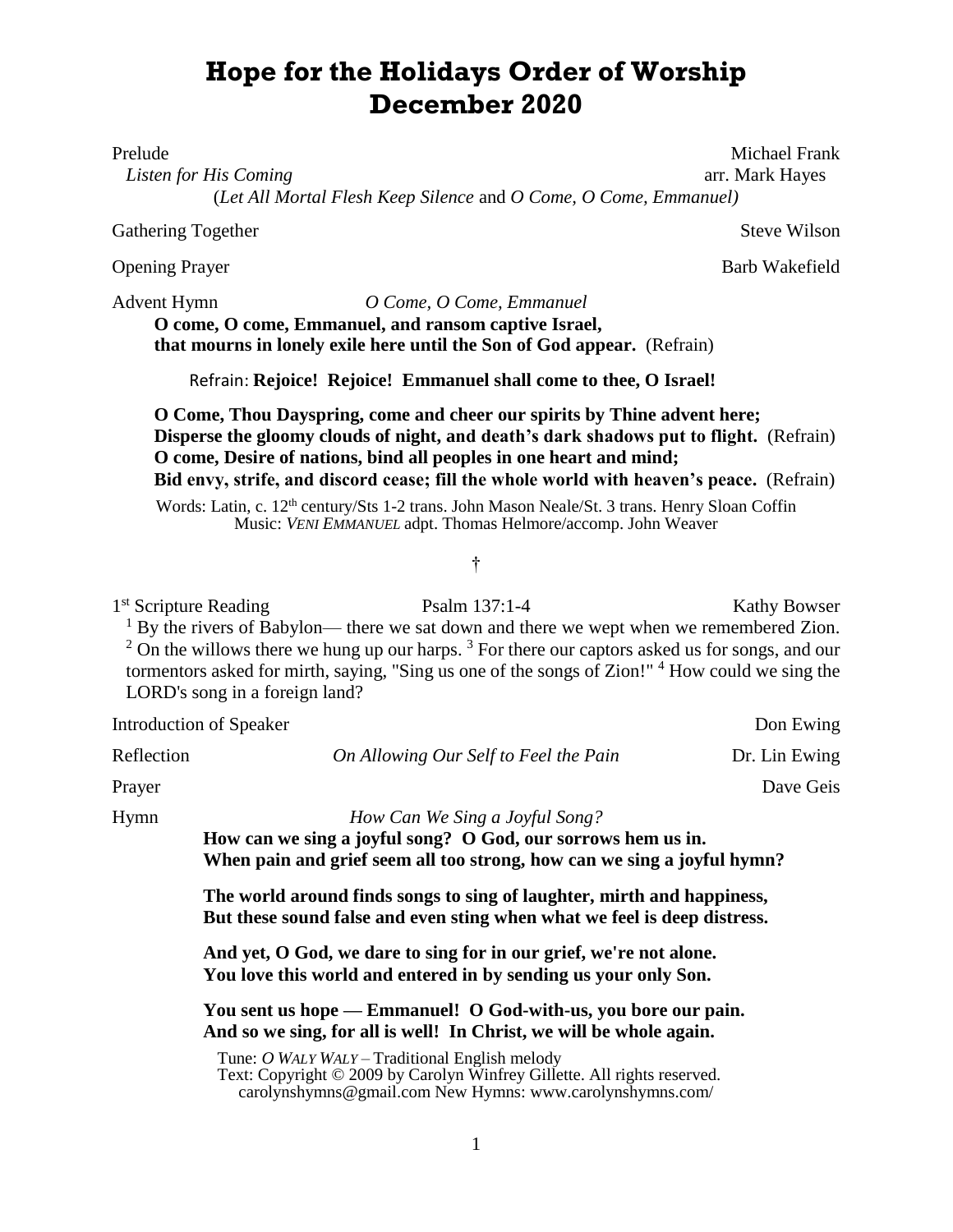# Hope for the Holidays Order of Worship December 2020

Prelude — Michael Frank

*Listen for His Coming* — arr. Mark Hayes

(*Let All Mortal Flesh Keep Silence* and *O Come, O Come, Emmanuel)*

Gathering Together — Steve Wilson

Opening Prayer — Barb Wakefield

Advent Hymn — *O Come, O Come, Emmanuel*

**O come, O come, Emmanuel, and ransom captive Israel,**
**that mourns in lonely exile here until the Son of God appear.** (Refrain)

Refrain: **Rejoice! Rejoice! Emmanuel shall come to thee, O Israel!**

**O Come, Thou Dayspring, come and cheer our spirits by Thine advent here;**
**Disperse the gloomy clouds of night, and death's dark shadows put to flight.** (Refrain)
**O come, Desire of nations, bind all peoples in one heart and mind;**
**Bid envy, strife, and discord cease; fill the whole world with heaven's peace.** (Refrain)

Words: Latin, c. 12th century/Sts 1-2 trans. John Mason Neale/St. 3 trans. Henry Sloan Coffin
Music: *VENI EMMANUEL* adpt. Thomas Helmore/accomp. John Weaver

†

1st Scripture Reading — Psalm 137:1-4 — Kathy Bowser

[1] By the rivers of Babylon— there we sat down and there we wept when we remembered Zion. [2] On the willows there we hung up our harps. [3] For there our captors asked us for songs, and our tormentors asked for mirth, saying, "Sing us one of the songs of Zion!" [4] How could we sing the LORD's song in a foreign land?

Introduction of Speaker — Don Ewing

Reflection — *On Allowing Our Self to Feel the Pain* — Dr. Lin Ewing

Prayer — Dave Geis

Hymn — *How Can We Sing a Joyful Song?*

**How can we sing a joyful song? O God, our sorrows hem us in.**
**When pain and grief seem all too strong, how can we sing a joyful hymn?**

**The world around finds songs to sing of laughter, mirth and happiness,**
**But these sound false and even sting when what we feel is deep distress.**

**And yet, O God, we dare to sing for in our grief, we're not alone.**
**You love this world and entered in by sending us your only Son.**

**You sent us hope — Emmanuel! O God-with-us, you bore our pain.**
**And so we sing, for all is well! In Christ, we will be whole again.**

Tune: *O WALY WALY* – Traditional English melody
Text: Copyright © 2009 by Carolyn Winfrey Gillette. All rights reserved.
carolynshymns@gmail.com New Hymns: www.carolynshymns.com/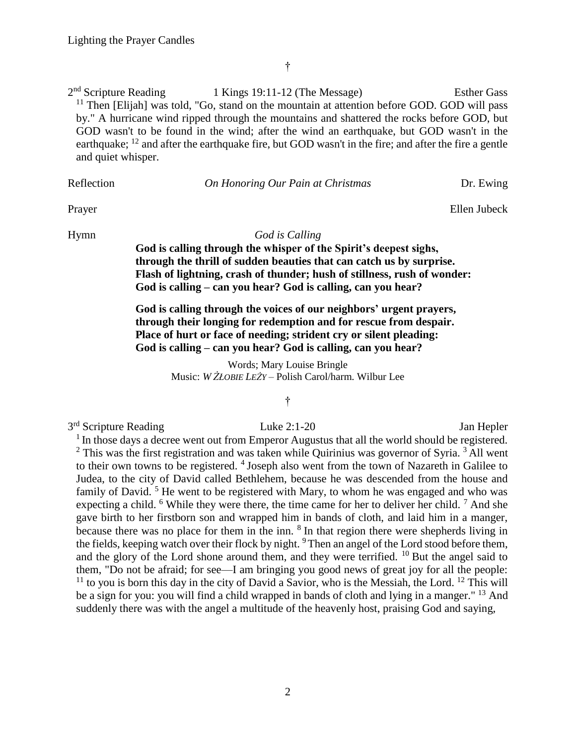Lighting the Prayer Candles

†

2nd Scripture Reading — 1 Kings 19:11-12 (The Message) — Esther Gass

[11] Then [Elijah] was told, "Go, stand on the mountain at attention before GOD. GOD will pass by." A hurricane wind ripped through the mountains and shattered the rocks before GOD, but GOD wasn't to be found in the wind; after the wind an earthquake, but GOD wasn't in the earthquake; [12] and after the earthquake fire, but GOD wasn't in the fire; and after the fire a gentle and quiet whisper.

Reflection — *On Honoring Our Pain at Christmas* — Dr. Ewing

Prayer — Ellen Jubeck

Hymn — *God is Calling*

**God is calling through the whisper of the Spirit's deepest sighs,**
**through the thrill of sudden beauties that can catch us by surprise.**
**Flash of lightning, crash of thunder; hush of stillness, rush of wonder:**
**God is calling – can you hear? God is calling, can you hear?**

**God is calling through the voices of our neighbors' urgent prayers,**
**through their longing for redemption and for rescue from despair.**
**Place of hurt or face of needing; strident cry or silent pleading:**
**God is calling – can you hear? God is calling, can you hear?**

Words; Mary Louise Bringle
Music: *W ŻŁOBIE LEŻY* – Polish Carol/harm. Wilbur Lee

†

3rd Scripture Reading — Luke 2:1-20 — Jan Hepler

[1] In those days a decree went out from Emperor Augustus that all the world should be registered. [2] This was the first registration and was taken while Quirinius was governor of Syria. [3] All went to their own towns to be registered. [4] Joseph also went from the town of Nazareth in Galilee to Judea, to the city of David called Bethlehem, because he was descended from the house and family of David. [5] He went to be registered with Mary, to whom he was engaged and who was expecting a child. [6] While they were there, the time came for her to deliver her child. [7] And she gave birth to her firstborn son and wrapped him in bands of cloth, and laid him in a manger, because there was no place for them in the inn. [8] In that region there were shepherds living in the fields, keeping watch over their flock by night. [9] Then an angel of the Lord stood before them, and the glory of the Lord shone around them, and they were terrified. [10] But the angel said to them, "Do not be afraid; for see—I am bringing you good news of great joy for all the people: [11] to you is born this day in the city of David a Savior, who is the Messiah, the Lord. [12] This will be a sign for you: you will find a child wrapped in bands of cloth and lying in a manger." [13] And suddenly there was with the angel a multitude of the heavenly host, praising God and saying,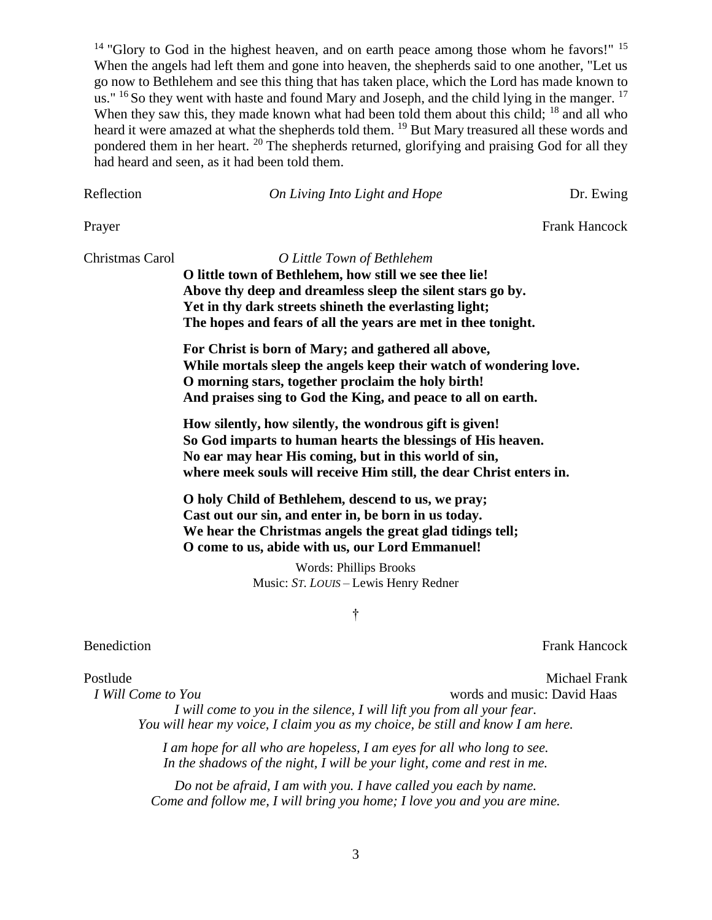[14] "Glory to God in the highest heaven, and on earth peace among those whom he favors!" [15] When the angels had left them and gone into heaven, the shepherds said to one another, "Let us go now to Bethlehem and see this thing that has taken place, which the Lord has made known to us." [16] So they went with haste and found Mary and Joseph, and the child lying in the manger. [17] When they saw this, they made known what had been told them about this child; [18] and all who heard it were amazed at what the shepherds told them. [19] But Mary treasured all these words and pondered them in her heart. [20] The shepherds returned, glorifying and praising God for all they had heard and seen, as it had been told them.

Reflection — *On Living Into Light and Hope* — Dr. Ewing

Prayer — Frank Hancock

Christmas Carol — *O Little Town of Bethlehem*

**O little town of Bethlehem, how still we see thee lie!**
**Above thy deep and dreamless sleep the silent stars go by.**
**Yet in thy dark streets shineth the everlasting light;**
**The hopes and fears of all the years are met in thee tonight.**

**For Christ is born of Mary; and gathered all above,**
**While mortals sleep the angels keep their watch of wondering love.**
**O morning stars, together proclaim the holy birth!**
**And praises sing to God the King, and peace to all on earth.**

**How silently, how silently, the wondrous gift is given!**
**So God imparts to human hearts the blessings of His heaven.**
**No ear may hear His coming, but in this world of sin,**
**where meek souls will receive Him still, the dear Christ enters in.**

**O holy Child of Bethlehem, descend to us, we pray;**
**Cast out our sin, and enter in, be born in us today.**
**We hear the Christmas angels the great glad tidings tell;**
**O come to us, abide with us, our Lord Emmanuel!**

Words: Phillips Brooks
Music: *ST. LOUIS* – Lewis Henry Redner

†

Benediction — Frank Hancock

Postlude — Michael Frank

*I Will Come to You* — words and music: David Haas

*I will come to you in the silence, I will lift you from all your fear.*
*You will hear my voice, I claim you as my choice, be still and know I am here.*

*I am hope for all who are hopeless, I am eyes for all who long to see.*
*In the shadows of the night, I will be your light, come and rest in me.*

*Do not be afraid, I am with you. I have called you each by name.*
*Come and follow me, I will bring you home; I love you and you are mine.*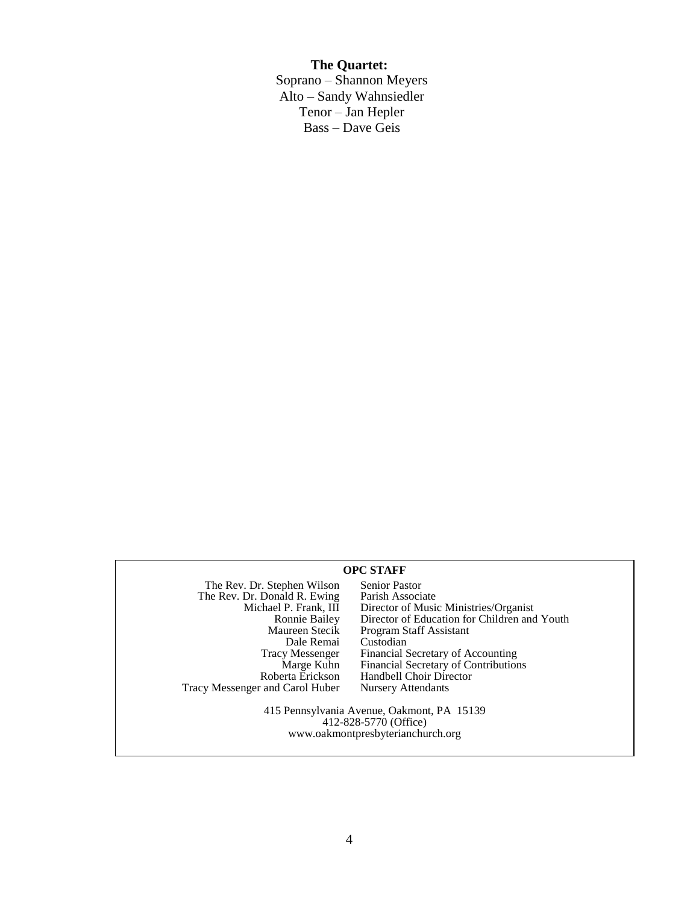**The Quartet:**

Soprano – Shannon Meyers
Alto – Sandy Wahnsiedler
Tenor – Jan Hepler
Bass – Dave Geis

**OPC STAFF**

| | |
|---|---|
| The Rev. Dr. Stephen Wilson | Senior Pastor |
| The Rev. Dr. Donald R. Ewing | Parish Associate |
| Michael P. Frank, III | Director of Music Ministries/Organist |
| Ronnie Bailey | Director of Education for Children and Youth |
| Maureen Stecik | Program Staff Assistant |
| Dale Remai | Custodian |
| Tracy Messenger | Financial Secretary of Accounting |
| Marge Kuhn | Financial Secretary of Contributions |
| Roberta Erickson | Handbell Choir Director |
| Tracy Messenger and Carol Huber | Nursery Attendants |

415 Pennsylvania Avenue, Oakmont, PA 15139
412-828-5770 (Office)
www.oakmontpresbyterianchurch.org